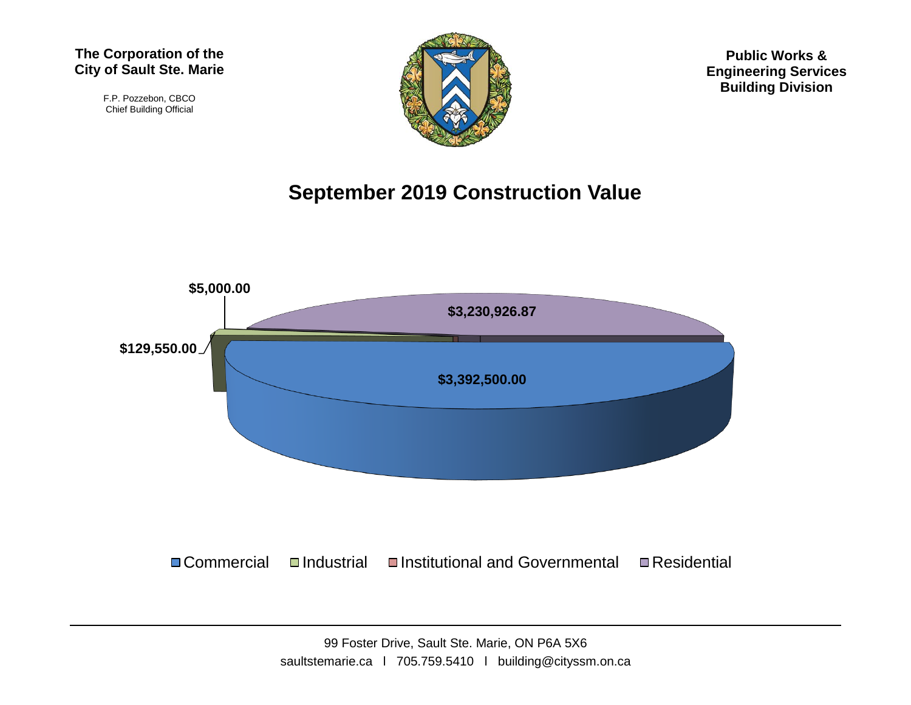**The Corporation of the City of Sault Ste. Marie**

F.P. Pozzebon, CBCO
Chief Building Official

**Public Works & Engineering Services Building Division**

# September 2019 Construction Value

| Category | Value |
|---|---|
| Commercial | $3,392,500.00 |
| Industrial | $129,550.00 |
| Institutional and Governmental | $5,000.00 |
| Residential | $3,230,926.87 |

99 Foster Drive, Sault Ste. Marie, ON P6A 5X6
saultstemarie.ca l 705.759.5410 l building@cityssm.on.ca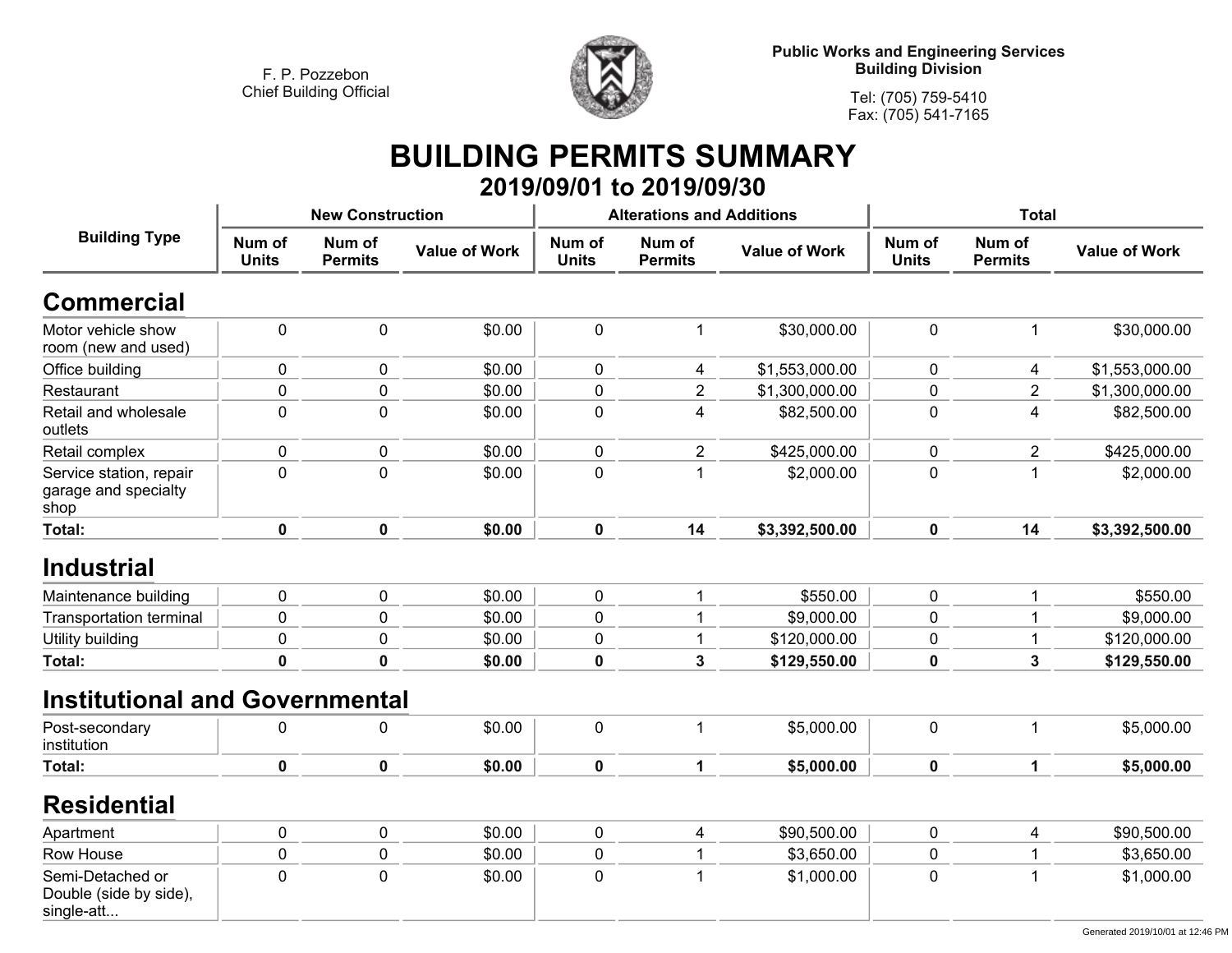F. P. Pozzebon
Chief Building Official

**Public Works and Engineering Services**
**Building Division**

Tel: (705) 759-5410
Fax: (705) 541-7165

# BUILDING PERMITS SUMMARY

## 2019/09/01 to 2019/09/30

| Building Type | New Construction | | | Alterations and Additions | | | Total | | |
|---|---|---|---|---|---|---|---|---|---|
| | Num of Units | Num of Permits | Value of Work | Num of Units | Num of Permits | Value of Work | Num of Units | Num of Permits | Value of Work |
| **Commercial** | | | | | | | | | |
| Motor vehicle show room (new and used) | 0 | 0 | $0.00 | 0 | 1 | $30,000.00 | 0 | 1 | $30,000.00 |
| Office building | 0 | 0 | $0.00 | 0 | 4 | $1,553,000.00 | 0 | 4 | $1,553,000.00 |
| Restaurant | 0 | 0 | $0.00 | 0 | 2 | $1,300,000.00 | 0 | 2 | $1,300,000.00 |
| Retail and wholesale outlets | 0 | 0 | $0.00 | 0 | 4 | $82,500.00 | 0 | 4 | $82,500.00 |
| Retail complex | 0 | 0 | $0.00 | 0 | 2 | $425,000.00 | 0 | 2 | $425,000.00 |
| Service station, repair garage and specialty shop | 0 | 0 | $0.00 | 0 | 1 | $2,000.00 | 0 | 1 | $2,000.00 |
| **Total:** | **0** | **0** | **$0.00** | **0** | **14** | **$3,392,500.00** | **0** | **14** | **$3,392,500.00** |
| **Industrial** | | | | | | | | | |
| Maintenance building | 0 | 0 | $0.00 | 0 | 1 | $550.00 | 0 | 1 | $550.00 |
| Transportation terminal | 0 | 0 | $0.00 | 0 | 1 | $9,000.00 | 0 | 1 | $9,000.00 |
| Utility building | 0 | 0 | $0.00 | 0 | 1 | $120,000.00 | 0 | 1 | $120,000.00 |
| **Total:** | **0** | **0** | **$0.00** | **0** | **3** | **$129,550.00** | **0** | **3** | **$129,550.00** |
| **Institutional and Governmental** | | | | | | | | | |
| Post-secondary institution | 0 | 0 | $0.00 | 0 | 1 | $5,000.00 | 0 | 1 | $5,000.00 |
| **Total:** | **0** | **0** | **$0.00** | **0** | **1** | **$5,000.00** | **0** | **1** | **$5,000.00** |
| **Residential** | | | | | | | | | |
| Apartment | 0 | 0 | $0.00 | 0 | 4 | $90,500.00 | 0 | 4 | $90,500.00 |
| Row House | 0 | 0 | $0.00 | 0 | 1 | $3,650.00 | 0 | 1 | $3,650.00 |
| Semi-Detached or Double (side by side), single-att... | 0 | 0 | $0.00 | 0 | 1 | $1,000.00 | 0 | 1 | $1,000.00 |

Generated 2019/10/01 at 12:46 PM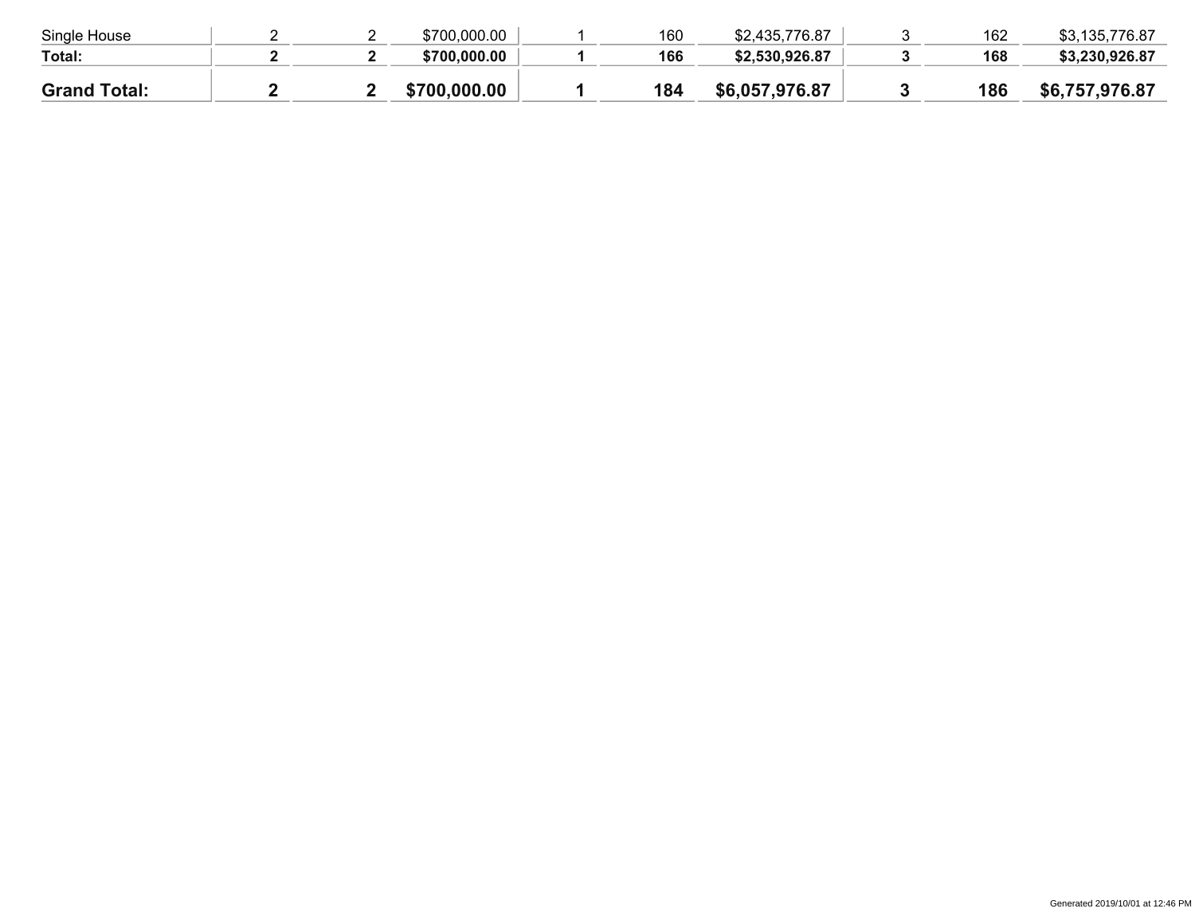| | | | | | | | | | |
|---|---|---|---|---|---|---|---|---|---|
| Single House | 2 | 2 | $700,000.00 | 1 | 160 | $2,435,776.87 | 3 | 162 | $3,135,776.87 |
| **Total:** | **2** | **2** | **$700,000.00** | **1** | **166** | **$2,530,926.87** | **3** | **168** | **$3,230,926.87** |
| **Grand Total:** | **2** | **2** | **$700,000.00** | **1** | **184** | **$6,057,976.87** | **3** | **186** | **$6,757,976.87** |

Generated 2019/10/01 at 12:46 PM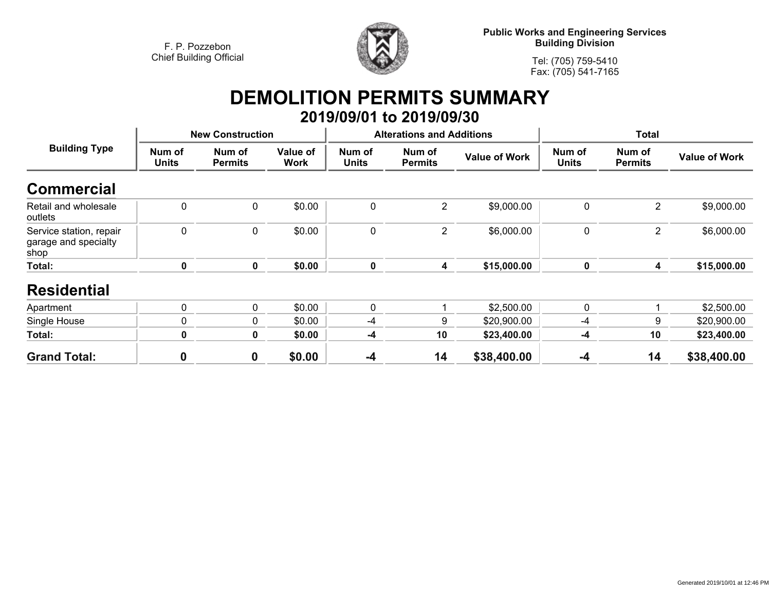F. P. Pozzebon
Chief Building Official

**Public Works and Engineering Services**
**Building Division**

Tel: (705) 759-5410
Fax: (705) 541-7165

# DEMOLITION PERMITS SUMMARY

## 2019/09/01 to 2019/09/30

| Building Type | New Construction | | | Alterations and Additions | | | Total | | |
|---|---|---|---|---|---|---|---|---|---|
| | Num of Units | Num of Permits | Value of Work | Num of Units | Num of Permits | Value of Work | Num of Units | Num of Permits | Value of Work |
| **Commercial** | | | | | | | | | |
| Retail and wholesale outlets | 0 | 0 | $0.00 | 0 | 2 | $9,000.00 | 0 | 2 | $9,000.00 |
| Service station, repair garage and specialty shop | 0 | 0 | $0.00 | 0 | 2 | $6,000.00 | 0 | 2 | $6,000.00 |
| **Total:** | **0** | **0** | **$0.00** | **0** | **4** | **$15,000.00** | **0** | **4** | **$15,000.00** |
| **Residential** | | | | | | | | | |
| Apartment | 0 | 0 | $0.00 | 0 | 1 | $2,500.00 | 0 | 1 | $2,500.00 |
| Single House | 0 | 0 | $0.00 | -4 | 9 | $20,900.00 | -4 | 9 | $20,900.00 |
| **Total:** | **0** | **0** | **$0.00** | **-4** | **10** | **$23,400.00** | **-4** | **10** | **$23,400.00** |
| **Grand Total:** | **0** | **0** | **$0.00** | **-4** | **14** | **$38,400.00** | **-4** | **14** | **$38,400.00** |

Generated 2019/10/01 at 12:46 PM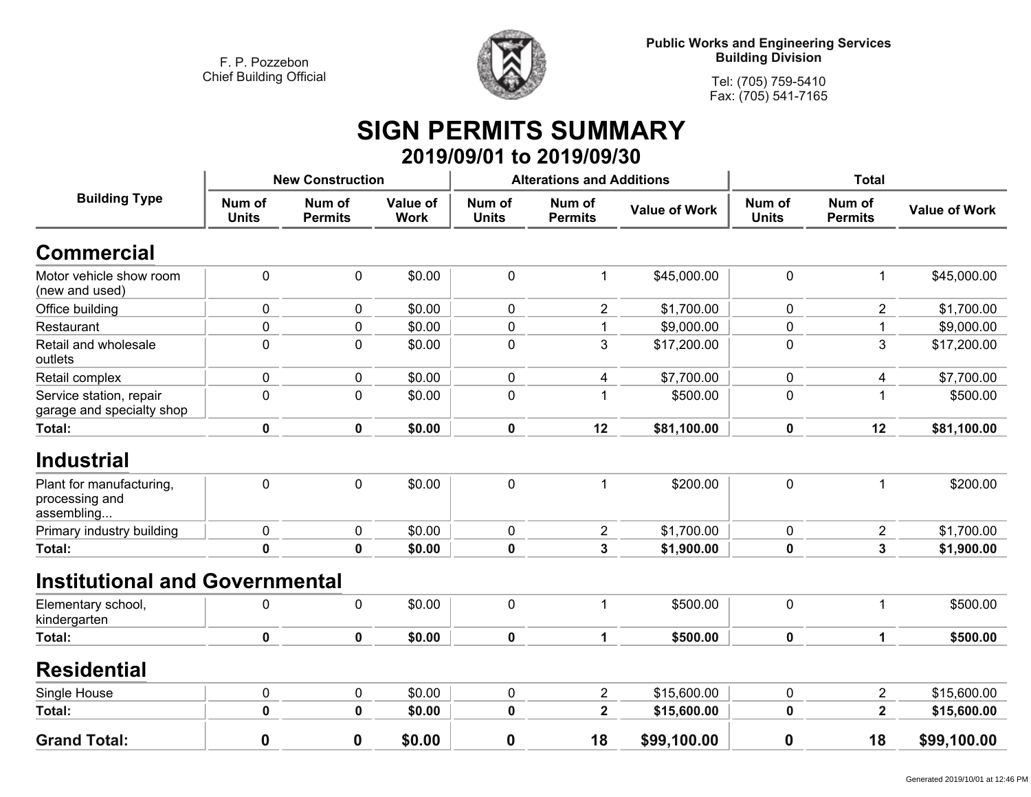F. P. Pozzebon
Chief Building Official

**Public Works and Engineering Services**
**Building Division**

Tel: (705) 759-5410
Fax: (705) 541-7165

# SIGN PERMITS SUMMARY

## 2019/09/01 to 2019/09/30

| Building Type | New Construction | | | Alterations and Additions | | | Total | | |
|---|---|---|---|---|---|---|---|---|---|
| | Num of Units | Num of Permits | Value of Work | Num of Units | Num of Permits | Value of Work | Num of Units | Num of Permits | Value of Work |
| **Commercial** | | | | | | | | | |
| Motor vehicle show room (new and used) | 0 | 0 | $0.00 | 0 | 1 | $45,000.00 | 0 | 1 | $45,000.00 |
| Office building | 0 | 0 | $0.00 | 0 | 2 | $1,700.00 | 0 | 2 | $1,700.00 |
| Restaurant | 0 | 0 | $0.00 | 0 | 1 | $9,000.00 | 0 | 1 | $9,000.00 |
| Retail and wholesale outlets | 0 | 0 | $0.00 | 0 | 3 | $17,200.00 | 0 | 3 | $17,200.00 |
| Retail complex | 0 | 0 | $0.00 | 0 | 4 | $7,700.00 | 0 | 4 | $7,700.00 |
| Service station, repair garage and specialty shop | 0 | 0 | $0.00 | 0 | 1 | $500.00 | 0 | 1 | $500.00 |
| **Total:** | **0** | **0** | **$0.00** | **0** | **12** | **$81,100.00** | **0** | **12** | **$81,100.00** |
| **Industrial** | | | | | | | | | |
| Plant for manufacturing, processing and assembling... | 0 | 0 | $0.00 | 0 | 1 | $200.00 | 0 | 1 | $200.00 |
| Primary industry building | 0 | 0 | $0.00 | 0 | 2 | $1,700.00 | 0 | 2 | $1,700.00 |
| **Total:** | **0** | **0** | **$0.00** | **0** | **3** | **$1,900.00** | **0** | **3** | **$1,900.00** |
| **Institutional and Governmental** | | | | | | | | | |
| Elementary school, kindergarten | 0 | 0 | $0.00 | 0 | 1 | $500.00 | 0 | 1 | $500.00 |
| **Total:** | **0** | **0** | **$0.00** | **0** | **1** | **$500.00** | **0** | **1** | **$500.00** |
| **Residential** | | | | | | | | | |
| Single House | 0 | 0 | $0.00 | 0 | 2 | $15,600.00 | 0 | 2 | $15,600.00 |
| **Total:** | **0** | **0** | **$0.00** | **0** | **2** | **$15,600.00** | **0** | **2** | **$15,600.00** |
| **Grand Total:** | **0** | **0** | **$0.00** | **0** | **18** | **$99,100.00** | **0** | **18** | **$99,100.00** |

Generated 2019/10/01 at 12:46 PM